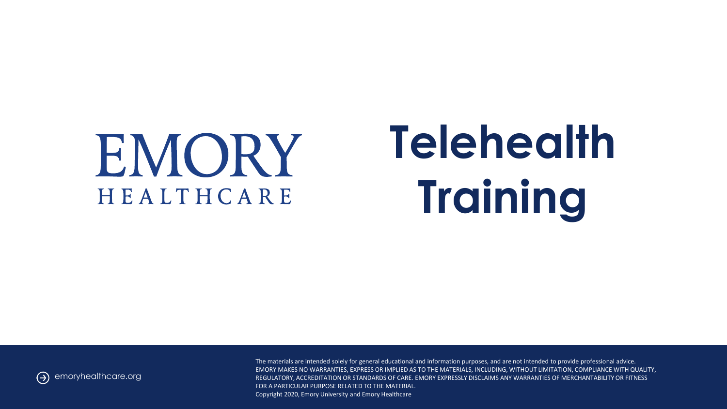EMORY
HEALTHCARE

# Telehealth Training

emoryhealthcare.org

The materials are intended solely for general educational and information purposes, and are not intended to provide professional advice. EMORY MAKES NO WARRANTIES, EXPRESS OR IMPLIED AS TO THE MATERIALS, INCLUDING, WITHOUT LIMITATION, COMPLIANCE WITH QUALITY, REGULATORY, ACCREDITATION OR STANDARDS OF CARE. EMORY EXPRESSLY DISCLAIMS ANY WARRANTIES OF MERCHANTABILITY OR FITNESS FOR A PARTICULAR PURPOSE RELATED TO THE MATERIAL.
Copyright 2020, Emory University and Emory Healthcare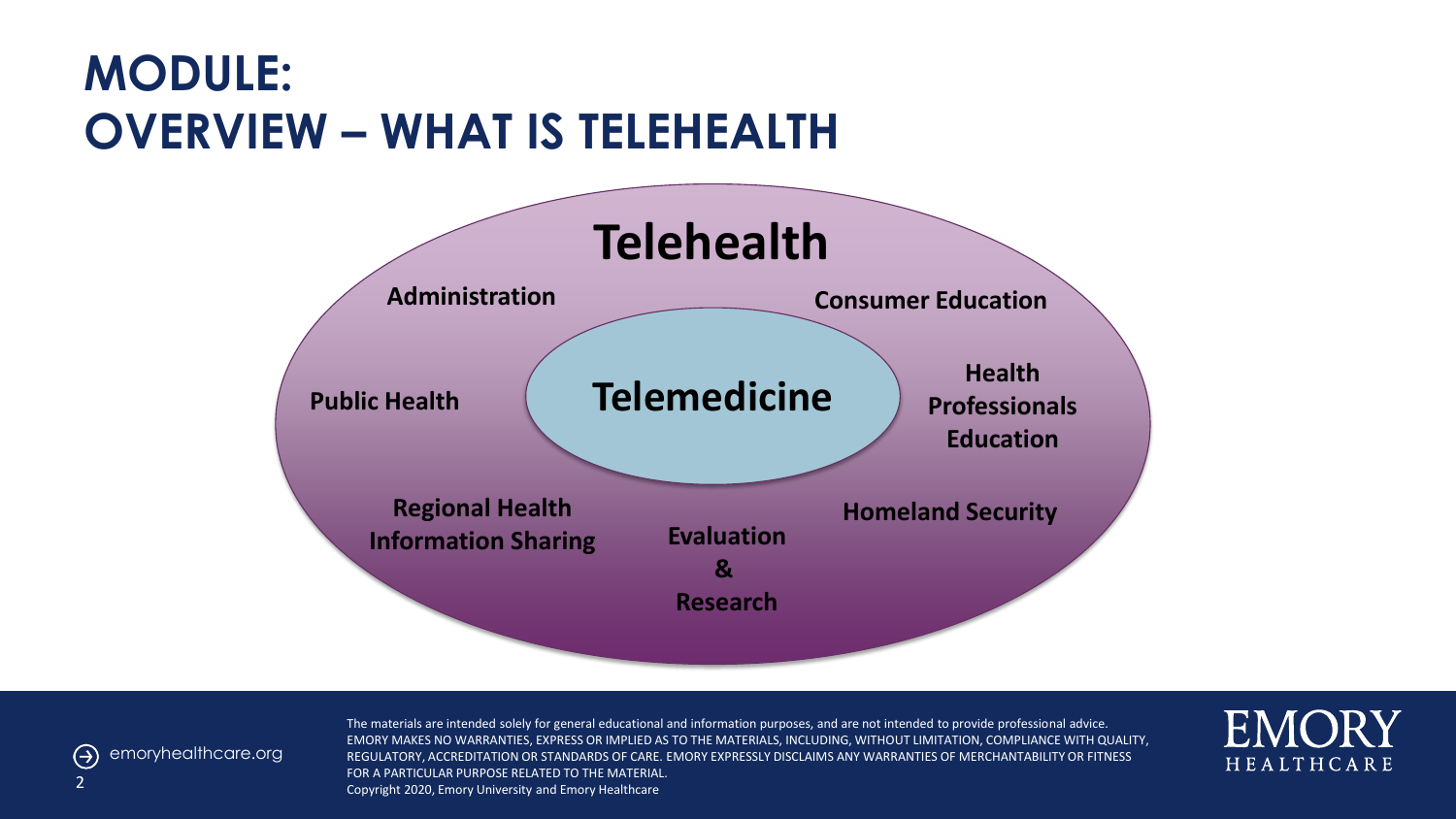# MODULE: OVERVIEW – WHAT IS TELEHEALTH

**Telehealth**

**Administration**

**Consumer Education**

**Public Health**

**Telemedicine**

**Health Professionals Education**

**Regional Health Information Sharing**

**Evaluation & Research**

**Homeland Security**

emoryhealthcare.org

The materials are intended solely for general educational and information purposes, and are not intended to provide professional advice. EMORY MAKES NO WARRANTIES, EXPRESS OR IMPLIED AS TO THE MATERIALS, INCLUDING, WITHOUT LIMITATION, COMPLIANCE WITH QUALITY, REGULATORY, ACCREDITATION OR STANDARDS OF CARE. EMORY EXPRESSLY DISCLAIMS ANY WARRANTIES OF MERCHANTABILITY OR FITNESS FOR A PARTICULAR PURPOSE RELATED TO THE MATERIAL.
Copyright 2020, Emory University and Emory Healthcare

EMORY HEALTHCARE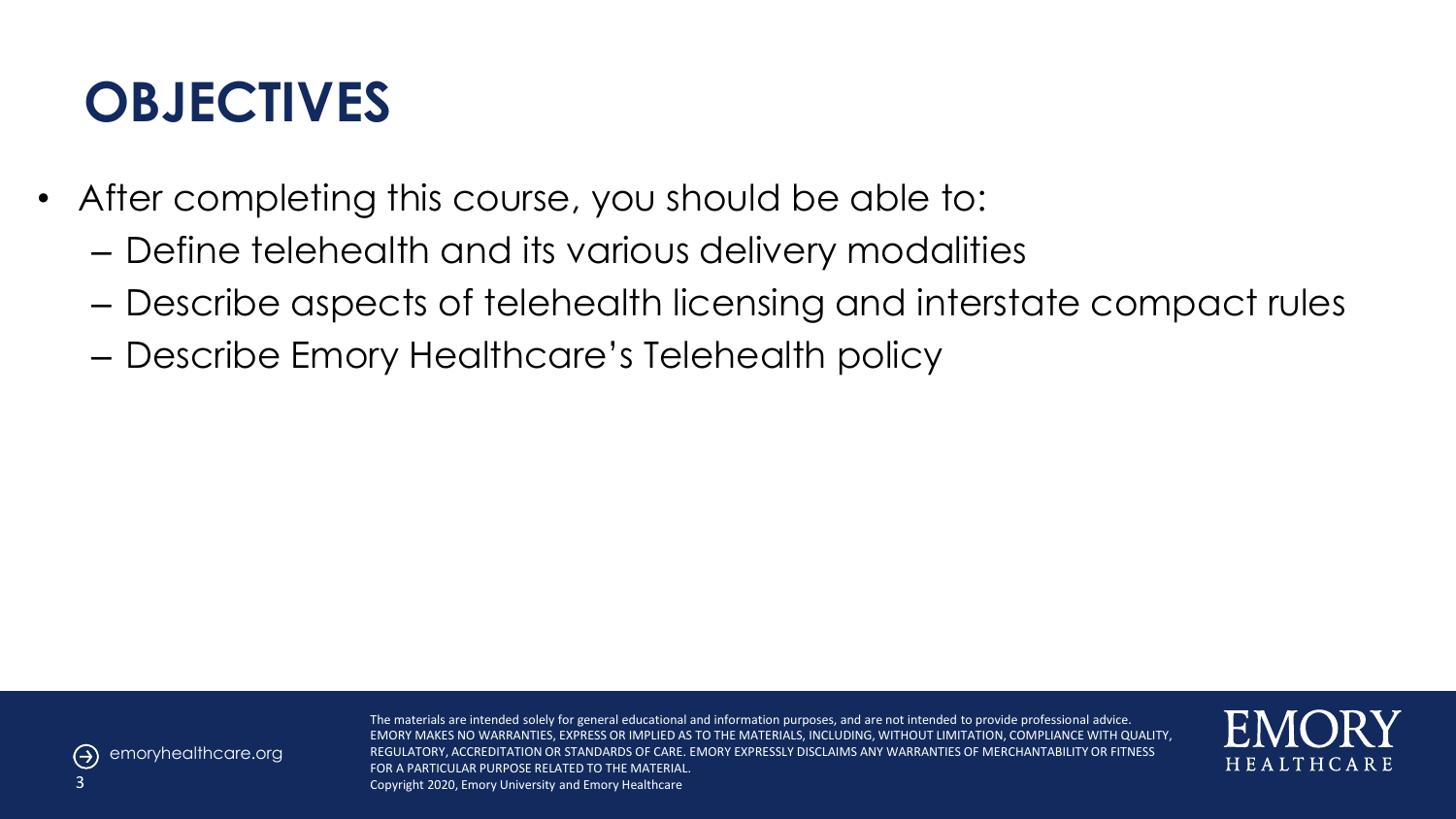# OBJECTIVES

- After completing this course, you should be able to:
  - Define telehealth and its various delivery modalities
  - Describe aspects of telehealth licensing and interstate compact rules
  - Describe Emory Healthcare's Telehealth policy

The materials are intended solely for general educational and information purposes, and are not intended to provide professional advice. EMORY MAKES NO WARRANTIES, EXPRESS OR IMPLIED AS TO THE MATERIALS, INCLUDING, WITHOUT LIMITATION, COMPLIANCE WITH QUALITY, REGULATORY, ACCREDITATION OR STANDARDS OF CARE. EMORY EXPRESSLY DISCLAIMS ANY WARRANTIES OF MERCHANTABILITY OR FITNESS FOR A PARTICULAR PURPOSE RELATED TO THE MATERIAL.
Copyright 2020, Emory University and Emory Healthcare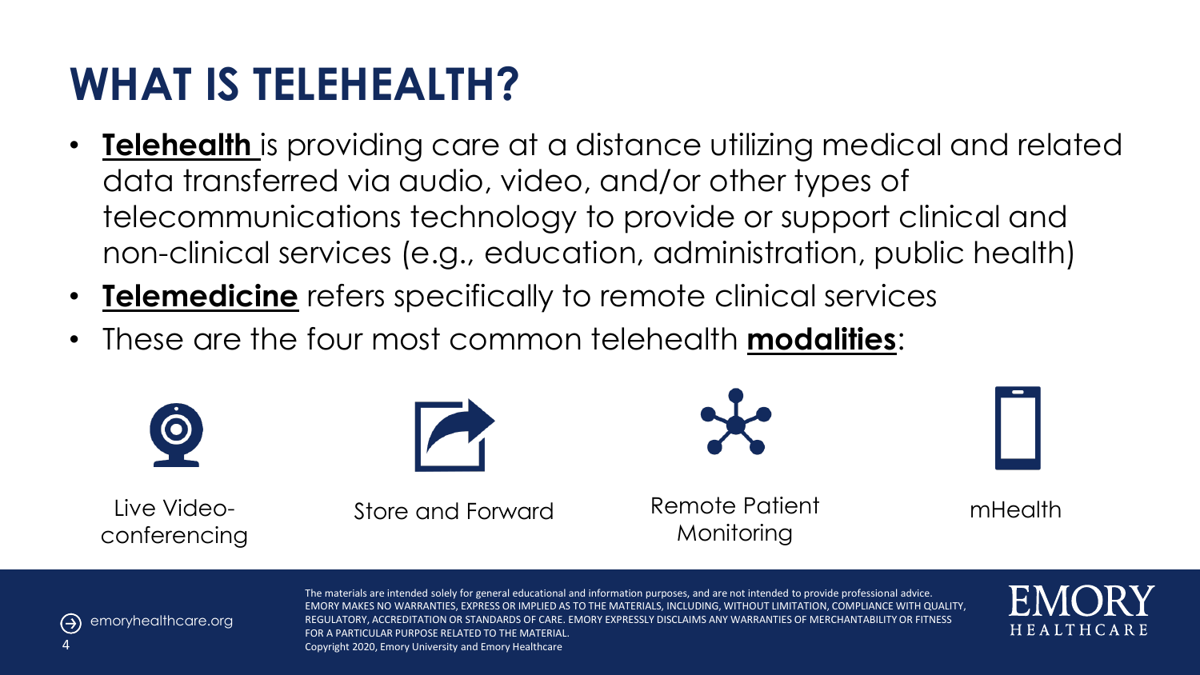# WHAT IS TELEHEALTH?

- **Telehealth** is providing care at a distance utilizing medical and related data transferred via audio, video, and/or other types of telecommunications technology to provide or support clinical and non-clinical services (e.g., education, administration, public health)
- **Telemedicine** refers specifically to remote clinical services
- These are the four most common telehealth **modalities**:

Live Video-conferencing

Store and Forward

Remote Patient Monitoring

mHealth

The materials are intended solely for general educational and information purposes, and are not intended to provide professional advice. EMORY MAKES NO WARRANTIES, EXPRESS OR IMPLIED AS TO THE MATERIALS, INCLUDING, WITHOUT LIMITATION, COMPLIANCE WITH QUALITY, REGULATORY, ACCREDITATION OR STANDARDS OF CARE. EMORY EXPRESSLY DISCLAIMS ANY WARRANTIES OF MERCHANTABILITY OR FITNESS FOR A PARTICULAR PURPOSE RELATED TO THE MATERIAL.
Copyright 2020, Emory University and Emory Healthcare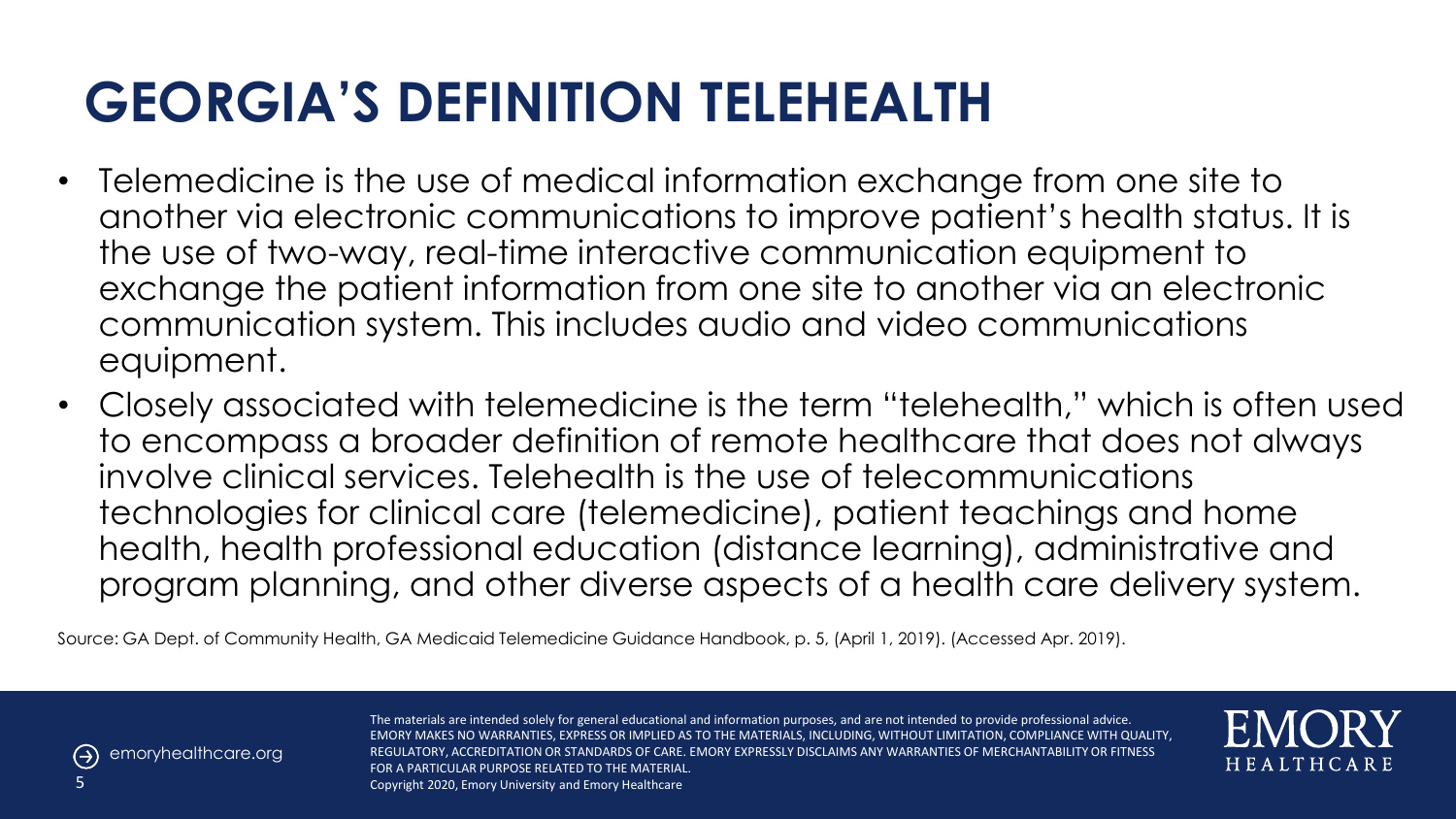# GEORGIA'S DEFINITION TELEHEALTH

- Telemedicine is the use of medical information exchange from one site to another via electronic communications to improve patient's health status. It is the use of two-way, real-time interactive communication equipment to exchange the patient information from one site to another via an electronic communication system. This includes audio and video communications equipment.
- Closely associated with telemedicine is the term "telehealth," which is often used to encompass a broader definition of remote healthcare that does not always involve clinical services. Telehealth is the use of telecommunications technologies for clinical care (telemedicine), patient teachings and home health, health professional education (distance learning), administrative and program planning, and other diverse aspects of a health care delivery system.

Source: GA Dept. of Community Health, GA Medicaid Telemedicine Guidance Handbook, p. 5, (April 1, 2019). (Accessed Apr. 2019).

The materials are intended solely for general educational and information purposes, and are not intended to provide professional advice. EMORY MAKES NO WARRANTIES, EXPRESS OR IMPLIED AS TO THE MATERIALS, INCLUDING, WITHOUT LIMITATION, COMPLIANCE WITH QUALITY, REGULATORY, ACCREDITATION OR STANDARDS OF CARE. EMORY EXPRESSLY DISCLAIMS ANY WARRANTIES OF MERCHANTABILITY OR FITNESS FOR A PARTICULAR PURPOSE RELATED TO THE MATERIAL.
Copyright 2020, Emory University and Emory Healthcare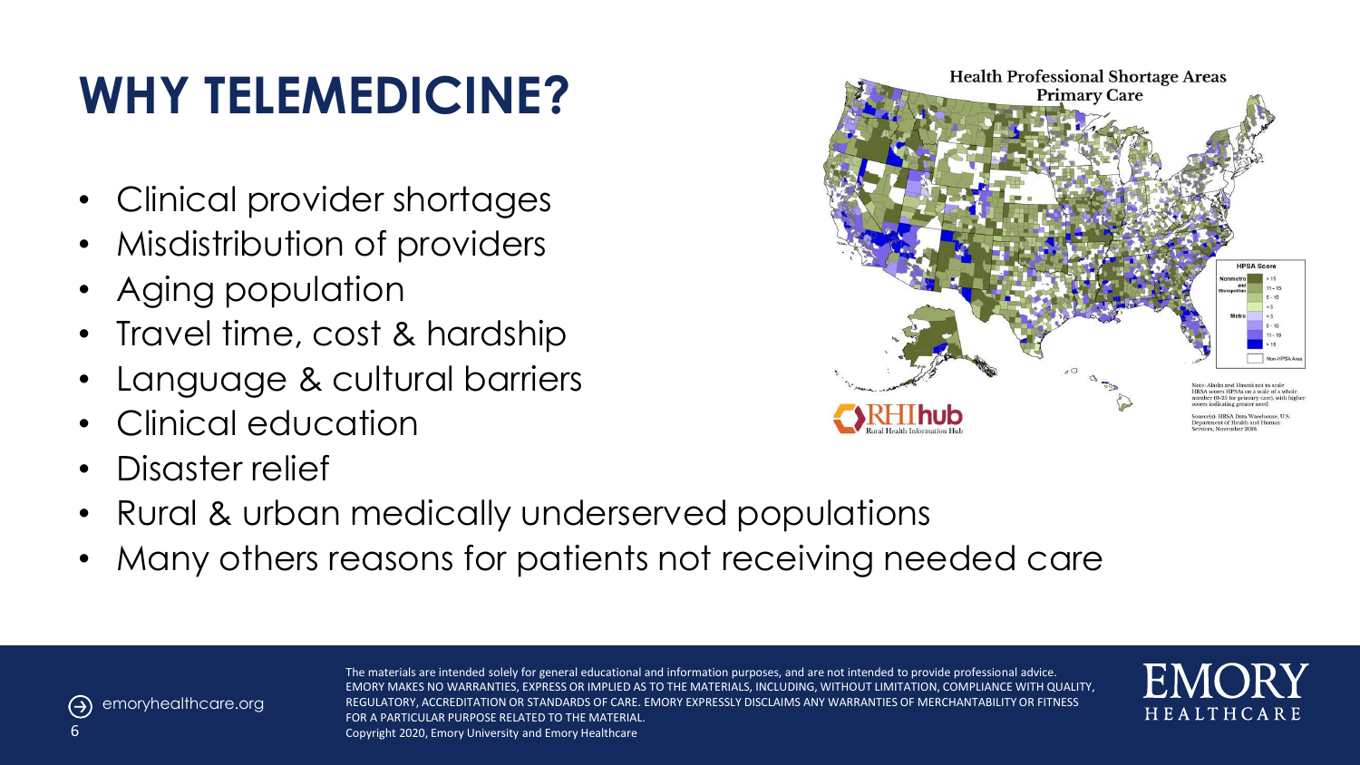# WHY TELEMEDICINE?

- Clinical provider shortages
- Misdistribution of providers
- Aging population
- Travel time, cost & hardship
- Language & cultural barriers
- Clinical education
- Disaster relief
- Rural & urban medically underserved populations
- Many others reasons for patients not receiving needed care

The materials are intended solely for general educational and information purposes, and are not intended to provide professional advice. EMORY MAKES NO WARRANTIES, EXPRESS OR IMPLIED AS TO THE MATERIALS, INCLUDING, WITHOUT LIMITATION, COMPLIANCE WITH QUALITY, REGULATORY, ACCREDITATION OR STANDARDS OF CARE. EMORY EXPRESSLY DISCLAIMS ANY WARRANTIES OF MERCHANTABILITY OR FITNESS FOR A PARTICULAR PURPOSE RELATED TO THE MATERIAL.
Copyright 2020, Emory University and Emory Healthcare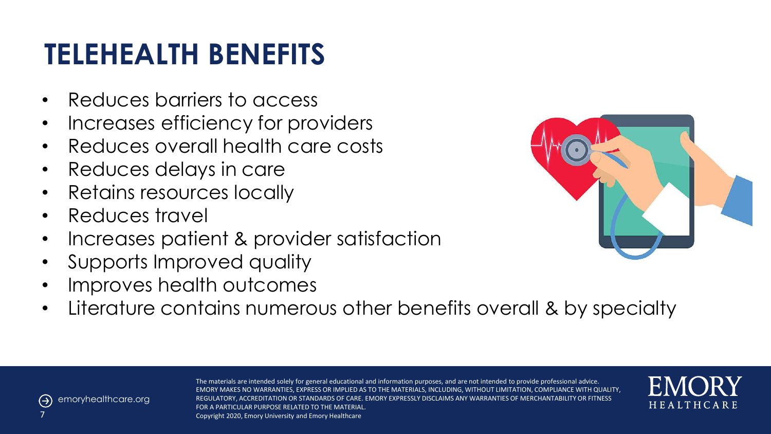# TELEHEALTH BENEFITS

- Reduces barriers to access
- Increases efficiency for providers
- Reduces overall health care costs
- Reduces delays in care
- Retains resources locally
- Reduces travel
- Increases patient & provider satisfaction
- Supports Improved quality
- Improves health outcomes
- Literature contains numerous other benefits overall & by specialty

emoryhealthcare.org

The materials are intended solely for general educational and information purposes, and are not intended to provide professional advice. EMORY MAKES NO WARRANTIES, EXPRESS OR IMPLIED AS TO THE MATERIALS, INCLUDING, WITHOUT LIMITATION, COMPLIANCE WITH QUALITY, REGULATORY, ACCREDITATION OR STANDARDS OF CARE. EMORY EXPRESSLY DISCLAIMS ANY WARRANTIES OF MERCHANTABILITY OR FITNESS FOR A PARTICULAR PURPOSE RELATED TO THE MATERIAL.
Copyright 2020, Emory University and Emory Healthcare

EMORY HEALTHCARE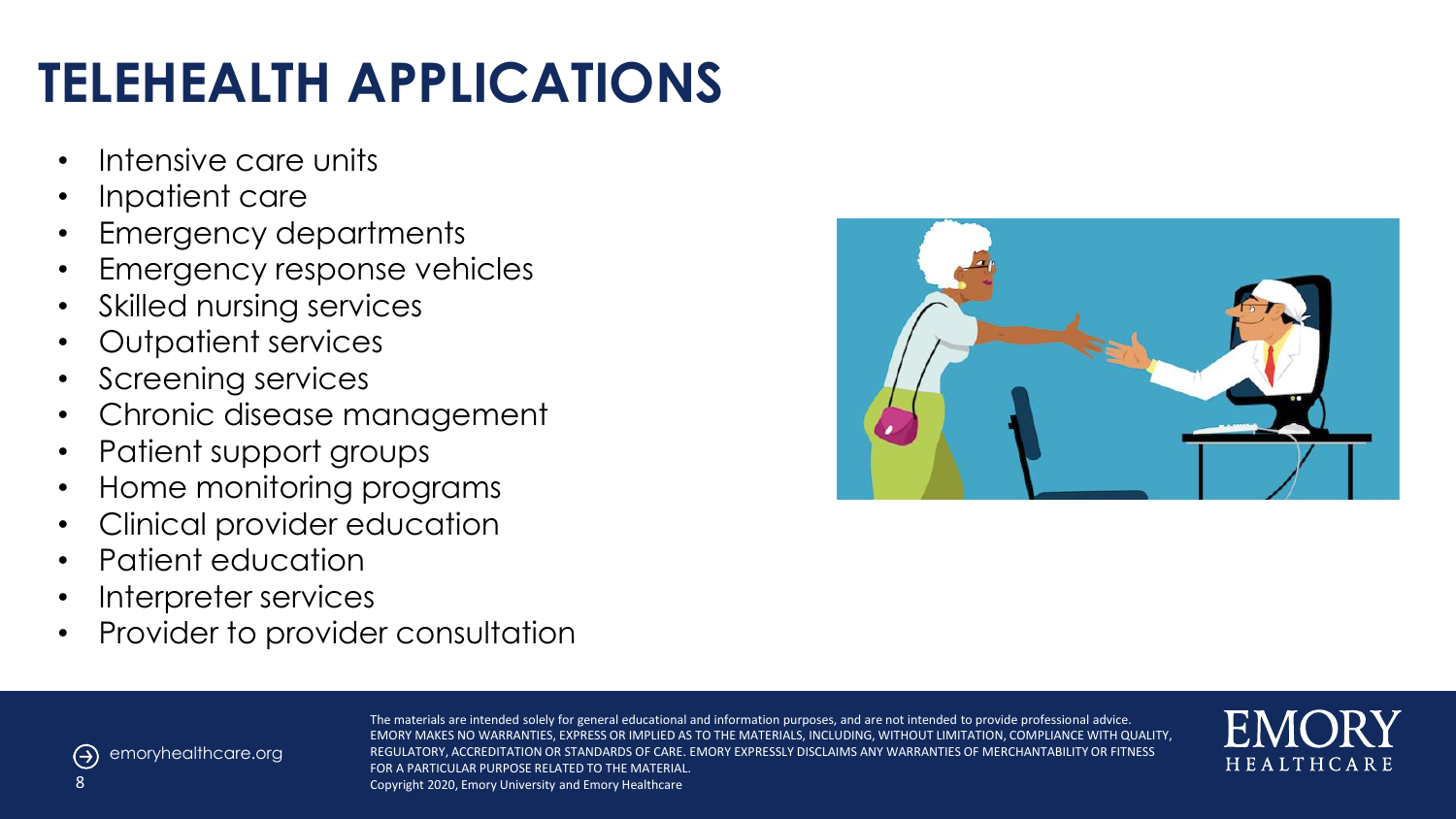# TELEHEALTH APPLICATIONS

- Intensive care units
- Inpatient care
- Emergency departments
- Emergency response vehicles
- Skilled nursing services
- Outpatient services
- Screening services
- Chronic disease management
- Patient support groups
- Home monitoring programs
- Clinical provider education
- Patient education
- Interpreter services
- Provider to provider consultation

The materials are intended solely for general educational and information purposes, and are not intended to provide professional advice. EMORY MAKES NO WARRANTIES, EXPRESS OR IMPLIED AS TO THE MATERIALS, INCLUDING, WITHOUT LIMITATION, COMPLIANCE WITH QUALITY, REGULATORY, ACCREDITATION OR STANDARDS OF CARE. EMORY EXPRESSLY DISCLAIMS ANY WARRANTIES OF MERCHANTABILITY OR FITNESS FOR A PARTICULAR PURPOSE RELATED TO THE MATERIAL.
Copyright 2020, Emory University and Emory Healthcare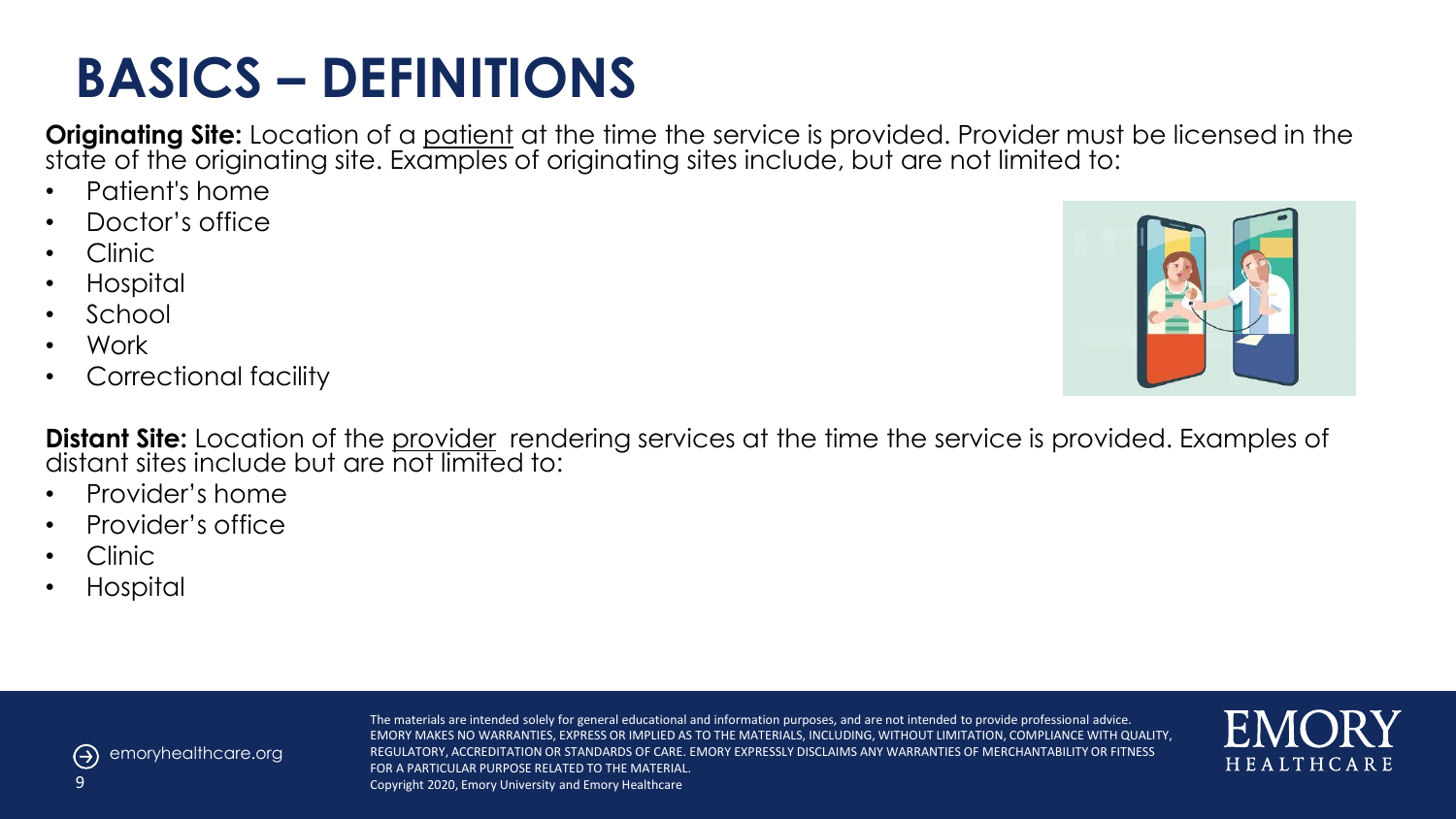# BASICS – DEFINITIONS

**Originating Site:** Location of a patient at the time the service is provided. Provider must be licensed in the state of the originating site. Examples of originating sites include, but are not limited to:

- Patient's home
- Doctor's office
- Clinic
- Hospital
- School
- Work
- Correctional facility

**Distant Site:** Location of the provider rendering services at the time the service is provided. Examples of distant sites include but are not limited to:

- Provider's home
- Provider's office
- Clinic
- Hospital

The materials are intended solely for general educational and information purposes, and are not intended to provide professional advice. EMORY MAKES NO WARRANTIES, EXPRESS OR IMPLIED AS TO THE MATERIALS, INCLUDING, WITHOUT LIMITATION, COMPLIANCE WITH QUALITY, REGULATORY, ACCREDITATION OR STANDARDS OF CARE. EMORY EXPRESSLY DISCLAIMS ANY WARRANTIES OF MERCHANTABILITY OR FITNESS FOR A PARTICULAR PURPOSE RELATED TO THE MATERIAL.
Copyright 2020, Emory University and Emory Healthcare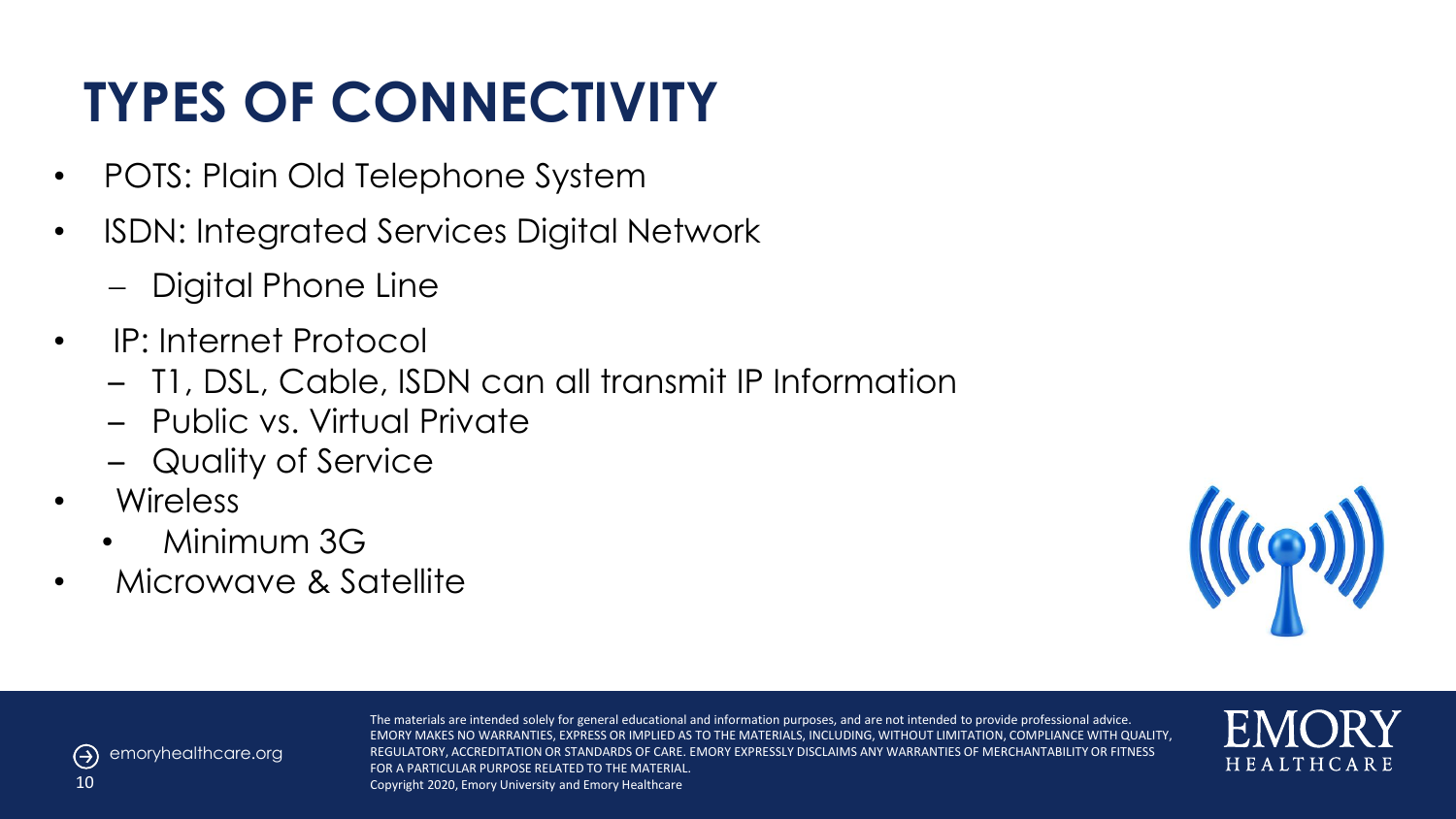# TYPES OF CONNECTIVITY

- POTS: Plain Old Telephone System
- ISDN: Integrated Services Digital Network
  - Digital Phone Line
- IP: Internet Protocol
  - T1, DSL, Cable, ISDN can all transmit IP Information
  - Public vs. Virtual Private
  - Quality of Service
- Wireless
  - Minimum 3G
- Microwave & Satellite

The materials are intended solely for general educational and information purposes, and are not intended to provide professional advice. EMORY MAKES NO WARRANTIES, EXPRESS OR IMPLIED AS TO THE MATERIALS, INCLUDING, WITHOUT LIMITATION, COMPLIANCE WITH QUALITY, REGULATORY, ACCREDITATION OR STANDARDS OF CARE. EMORY EXPRESSLY DISCLAIMS ANY WARRANTIES OF MERCHANTABILITY OR FITNESS FOR A PARTICULAR PURPOSE RELATED TO THE MATERIAL.
Copyright 2020, Emory University and Emory Healthcare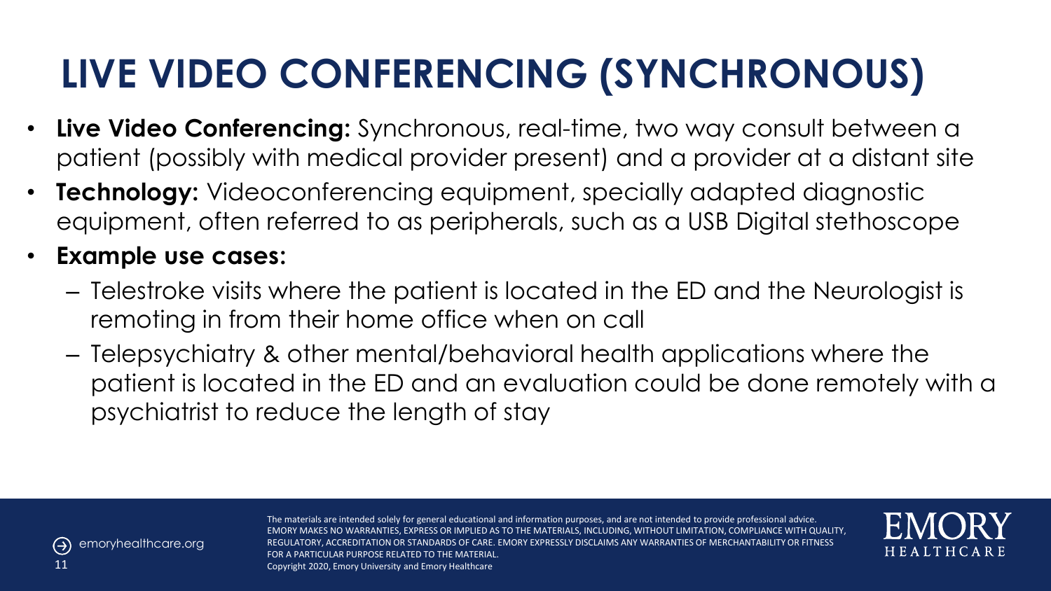# LIVE VIDEO CONFERENCING (SYNCHRONOUS)

- **Live Video Conferencing:** Synchronous, real-time, two way consult between a patient (possibly with medical provider present) and a provider at a distant site
- **Technology:** Videoconferencing equipment, specially adapted diagnostic equipment, often referred to as peripherals, such as a USB Digital stethoscope
- **Example use cases:**
  - Telestroke visits where the patient is located in the ED and the Neurologist is remoting in from their home office when on call
  - Telepsychiatry & other mental/behavioral health applications where the patient is located in the ED and an evaluation could be done remotely with a psychiatrist to reduce the length of stay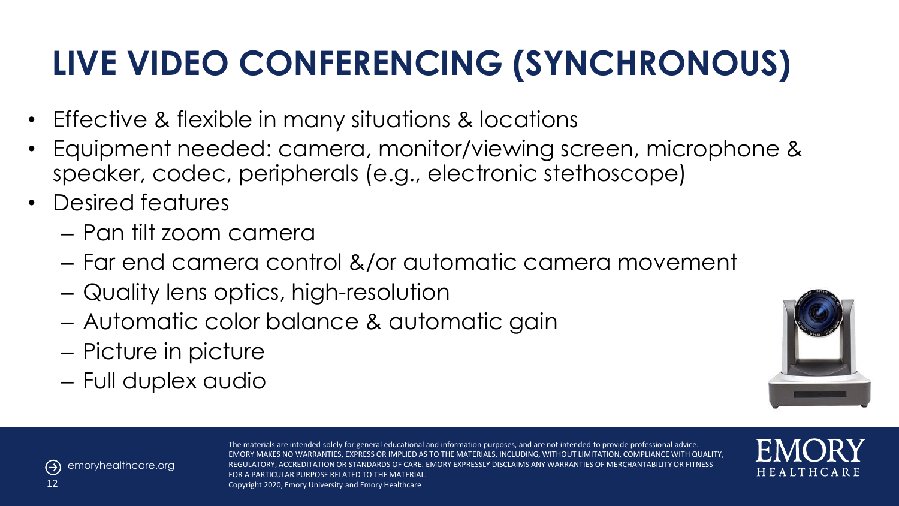# LIVE VIDEO CONFERENCING (SYNCHRONOUS)

- Effective & flexible in many situations & locations
- Equipment needed: camera, monitor/viewing screen, microphone & speaker, codec, peripherals (e.g., electronic stethoscope)
- Desired features
  - Pan tilt zoom camera
  - Far end camera control &/or automatic camera movement
  - Quality lens optics, high-resolution
  - Automatic color balance & automatic gain
  - Picture in picture
  - Full duplex audio

The materials are intended solely for general educational and information purposes, and are not intended to provide professional advice. EMORY MAKES NO WARRANTIES, EXPRESS OR IMPLIED AS TO THE MATERIALS, INCLUDING, WITHOUT LIMITATION, COMPLIANCE WITH QUALITY, REGULATORY, ACCREDITATION OR STANDARDS OF CARE. EMORY EXPRESSLY DISCLAIMS ANY WARRANTIES OF MERCHANTABILITY OR FITNESS FOR A PARTICULAR PURPOSE RELATED TO THE MATERIAL.
Copyright 2020, Emory University and Emory Healthcare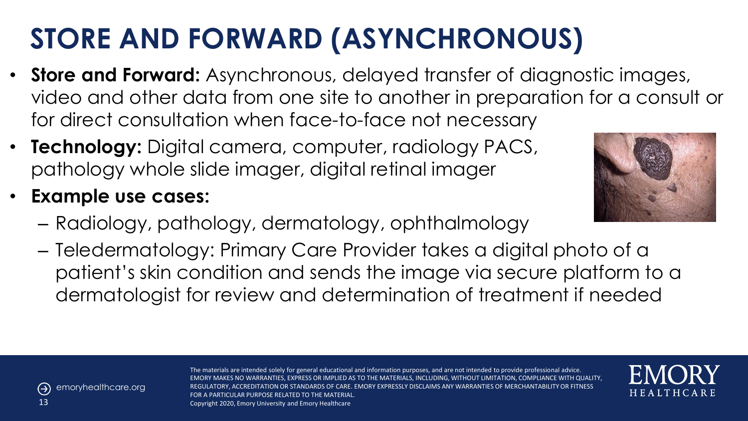# STORE AND FORWARD (ASYNCHRONOUS)

- **Store and Forward:** Asynchronous, delayed transfer of diagnostic images, video and other data from one site to another in preparation for a consult or for direct consultation when face-to-face not necessary
- **Technology:** Digital camera, computer, radiology PACS, pathology whole slide imager, digital retinal imager
- **Example use cases:**
  - Radiology, pathology, dermatology, ophthalmology
  - Teledermatology: Primary Care Provider takes a digital photo of a patient's skin condition and sends the image via secure platform to a dermatologist for review and determination of treatment if needed

The materials are intended solely for general educational and information purposes, and are not intended to provide professional advice. EMORY MAKES NO WARRANTIES, EXPRESS OR IMPLIED AS TO THE MATERIALS, INCLUDING, WITHOUT LIMITATION, COMPLIANCE WITH QUALITY, REGULATORY, ACCREDITATION OR STANDARDS OF CARE. EMORY EXPRESSLY DISCLAIMS ANY WARRANTIES OF MERCHANTABILITY OR FITNESS FOR A PARTICULAR PURPOSE RELATED TO THE MATERIAL.
Copyright 2020, Emory University and Emory Healthcare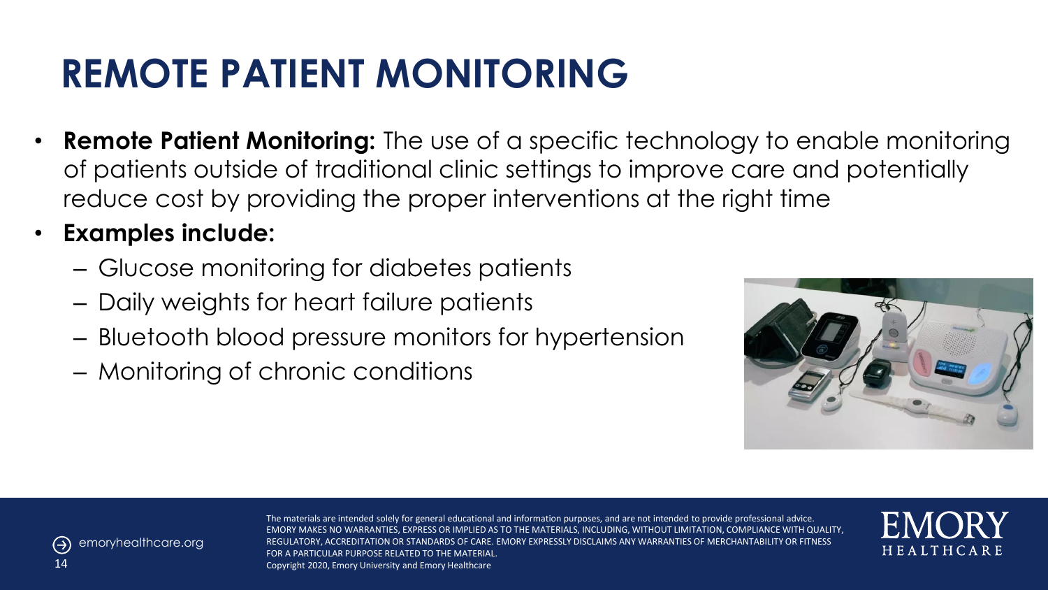# REMOTE PATIENT MONITORING

- **Remote Patient Monitoring:** The use of a specific technology to enable monitoring of patients outside of traditional clinic settings to improve care and potentially reduce cost by providing the proper interventions at the right time
- **Examples include:**
  - Glucose monitoring for diabetes patients
  - Daily weights for heart failure patients
  - Bluetooth blood pressure monitors for hypertension
  - Monitoring of chronic conditions

The materials are intended solely for general educational and information purposes, and are not intended to provide professional advice. EMORY MAKES NO WARRANTIES, EXPRESS OR IMPLIED AS TO THE MATERIALS, INCLUDING, WITHOUT LIMITATION, COMPLIANCE WITH QUALITY, REGULATORY, ACCREDITATION OR STANDARDS OF CARE. EMORY EXPRESSLY DISCLAIMS ANY WARRANTIES OF MERCHANTABILITY OR FITNESS FOR A PARTICULAR PURPOSE RELATED TO THE MATERIAL.
Copyright 2020, Emory University and Emory Healthcare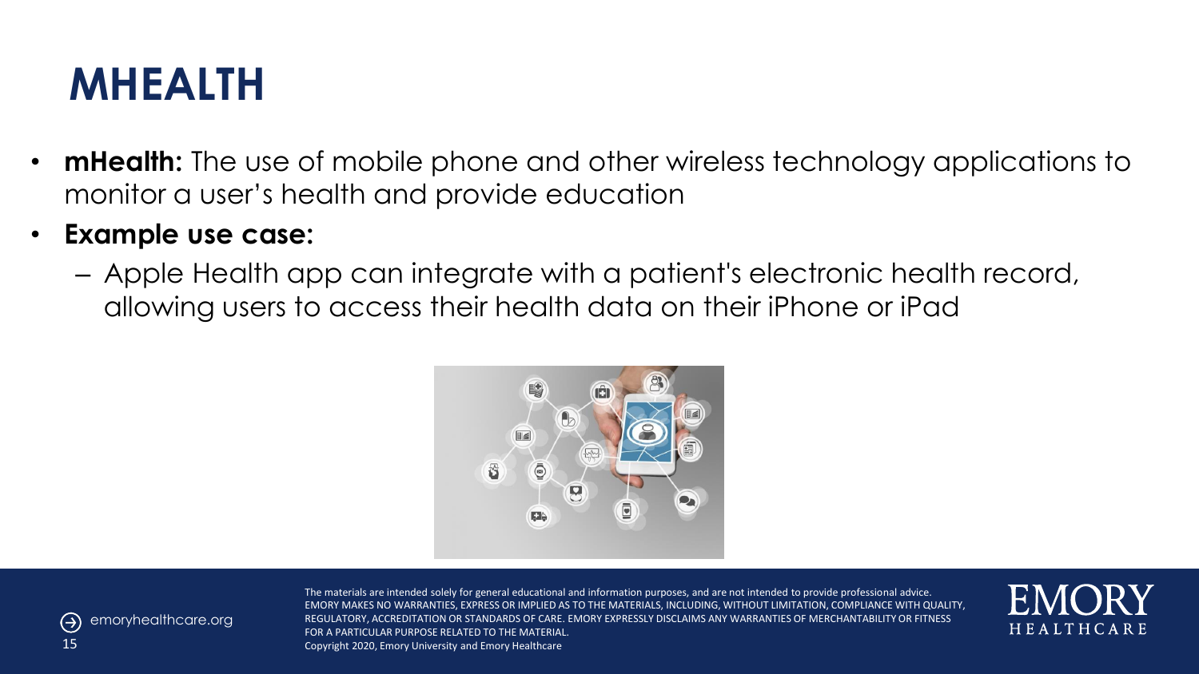# MHEALTH

- **mHealth:** The use of mobile phone and other wireless technology applications to monitor a user's health and provide education
- **Example use case:**
  - Apple Health app can integrate with a patient's electronic health record, allowing users to access their health data on their iPhone or iPad

The materials are intended solely for general educational and information purposes, and are not intended to provide professional advice. EMORY MAKES NO WARRANTIES, EXPRESS OR IMPLIED AS TO THE MATERIALS, INCLUDING, WITHOUT LIMITATION, COMPLIANCE WITH QUALITY, REGULATORY, ACCREDITATION OR STANDARDS OF CARE. EMORY EXPRESSLY DISCLAIMS ANY WARRANTIES OF MERCHANTABILITY OR FITNESS FOR A PARTICULAR PURPOSE RELATED TO THE MATERIAL.
Copyright 2020, Emory University and Emory Healthcare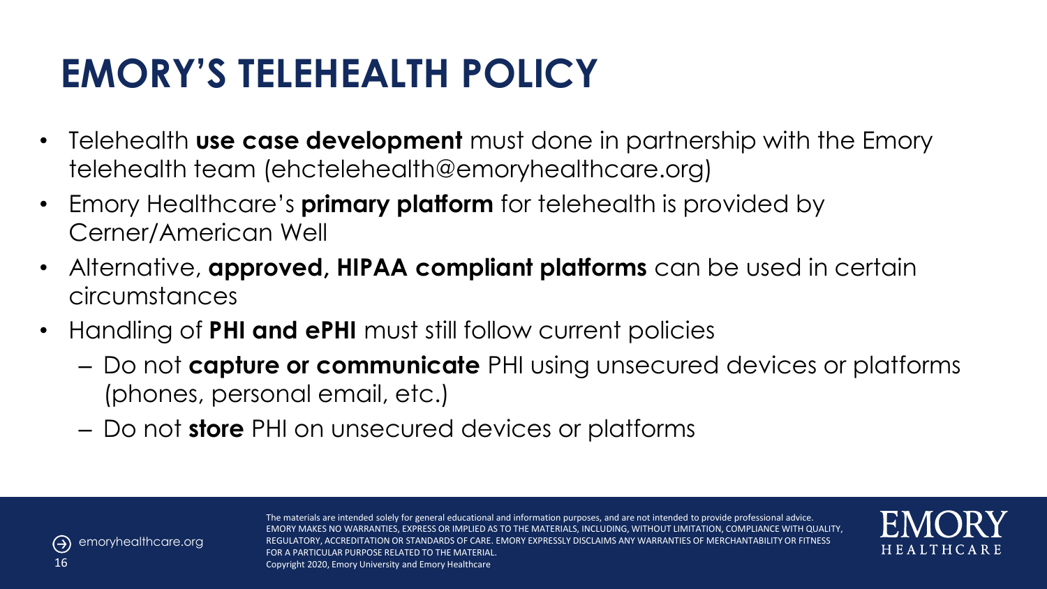# EMORY'S TELEHEALTH POLICY

- Telehealth **use case development** must done in partnership with the Emory telehealth team (ehctelehealth@emoryhealthcare.org)
- Emory Healthcare's **primary platform** for telehealth is provided by Cerner/American Well
- Alternative, **approved, HIPAA compliant platforms** can be used in certain circumstances
- Handling of **PHI and ePHI** must still follow current policies
  - Do not **capture or communicate** PHI using unsecured devices or platforms (phones, personal email, etc.)
  - Do not **store** PHI on unsecured devices or platforms

The materials are intended solely for general educational and information purposes, and are not intended to provide professional advice. EMORY MAKES NO WARRANTIES, EXPRESS OR IMPLIED AS TO THE MATERIALS, INCLUDING, WITHOUT LIMITATION, COMPLIANCE WITH QUALITY, REGULATORY, ACCREDITATION OR STANDARDS OF CARE. EMORY EXPRESSLY DISCLAIMS ANY WARRANTIES OF MERCHANTABILITY OR FITNESS FOR A PARTICULAR PURPOSE RELATED TO THE MATERIAL.
Copyright 2020, Emory University and Emory Healthcare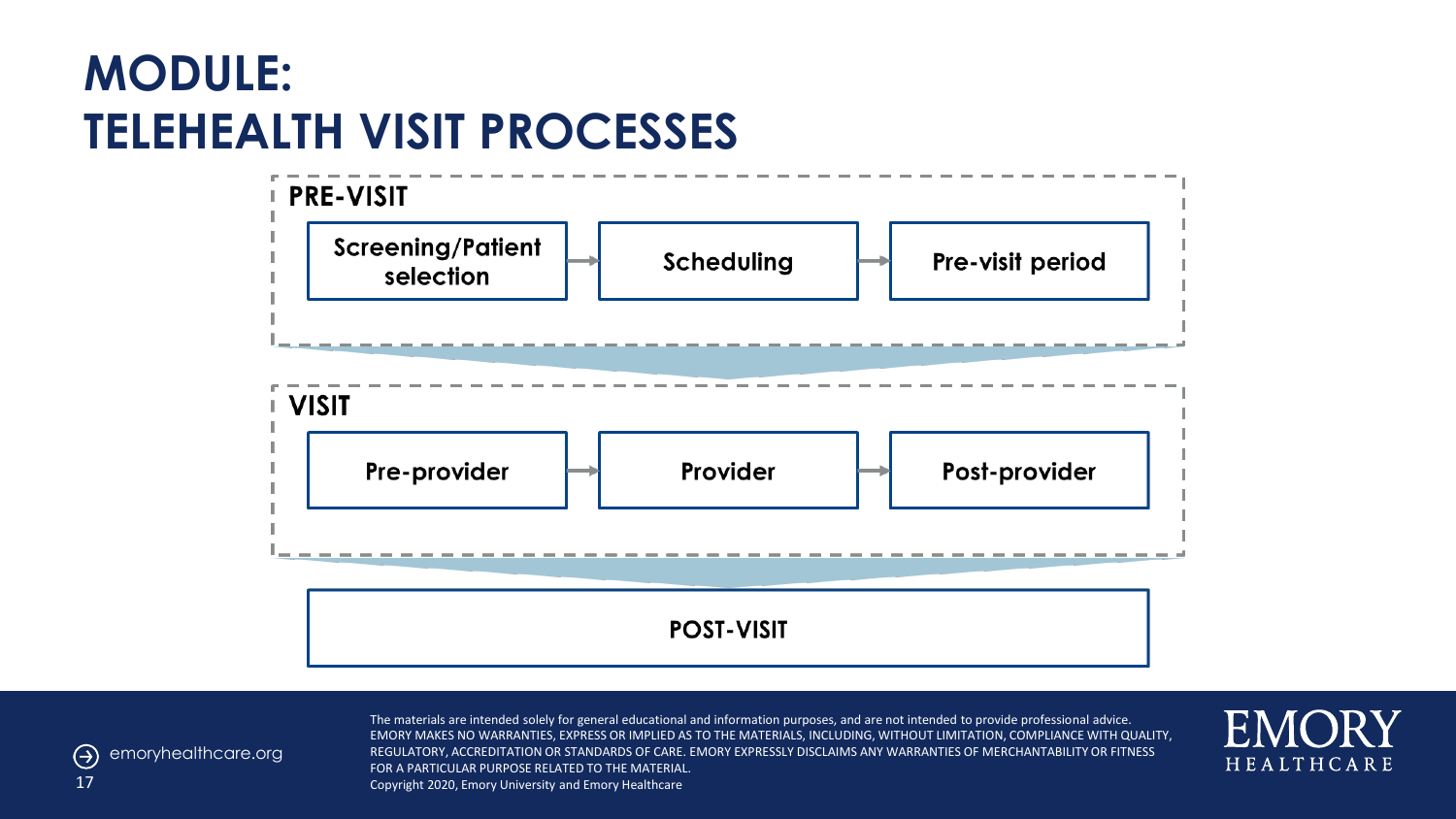# MODULE: TELEHEALTH VISIT PROCESSES

**PRE-VISIT**

- Screening/Patient selection → Scheduling → Pre-visit period

**VISIT**

- Pre-provider → Provider → Post-provider

**POST-VISIT**

emoryhealthcare.org

The materials are intended solely for general educational and information purposes, and are not intended to provide professional advice. EMORY MAKES NO WARRANTIES, EXPRESS OR IMPLIED AS TO THE MATERIALS, INCLUDING, WITHOUT LIMITATION, COMPLIANCE WITH QUALITY, REGULATORY, ACCREDITATION OR STANDARDS OF CARE. EMORY EXPRESSLY DISCLAIMS ANY WARRANTIES OF MERCHANTABILITY OR FITNESS FOR A PARTICULAR PURPOSE RELATED TO THE MATERIAL.
Copyright 2020, Emory University and Emory Healthcare

EMORY HEALTHCARE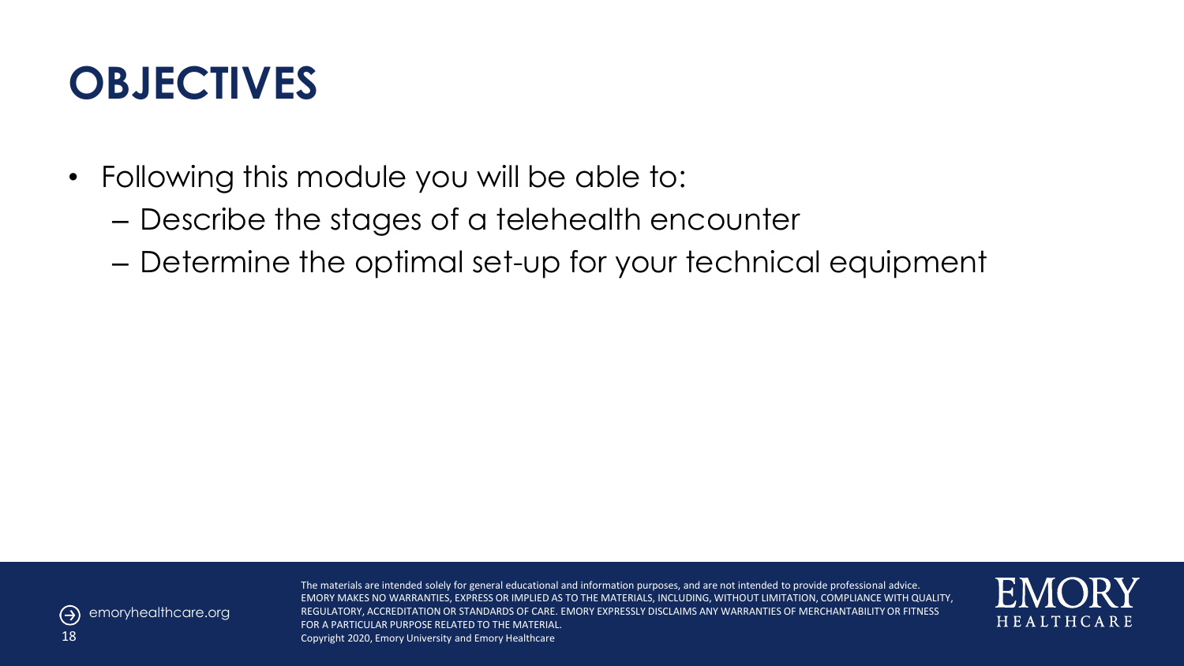# OBJECTIVES

- Following this module you will be able to:
  - Describe the stages of a telehealth encounter
  - Determine the optimal set-up for your technical equipment

The materials are intended solely for general educational and information purposes, and are not intended to provide professional advice. EMORY MAKES NO WARRANTIES, EXPRESS OR IMPLIED AS TO THE MATERIALS, INCLUDING, WITHOUT LIMITATION, COMPLIANCE WITH QUALITY, REGULATORY, ACCREDITATION OR STANDARDS OF CARE. EMORY EXPRESSLY DISCLAIMS ANY WARRANTIES OF MERCHANTABILITY OR FITNESS FOR A PARTICULAR PURPOSE RELATED TO THE MATERIAL.
Copyright 2020, Emory University and Emory Healthcare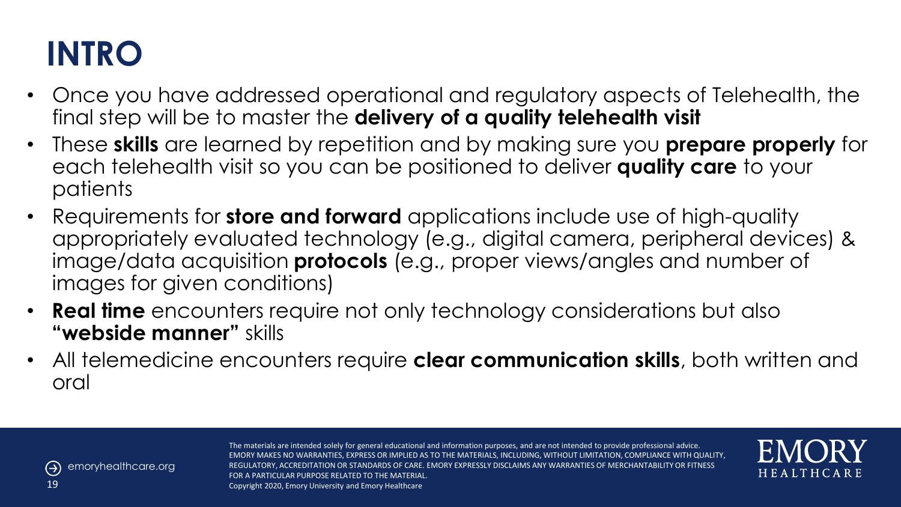# INTRO

- Once you have addressed operational and regulatory aspects of Telehealth, the final step will be to master the **delivery of a quality telehealth visit**
- These **skills** are learned by repetition and by making sure you **prepare properly** for each telehealth visit so you can be positioned to deliver **quality care** to your patients
- Requirements for **store and forward** applications include use of high-quality appropriately evaluated technology (e.g., digital camera, peripheral devices) & image/data acquisition **protocols** (e.g., proper views/angles and number of images for given conditions)
- **Real time** encounters require not only technology considerations but also **"webside manner"** skills
- All telemedicine encounters require **clear communication skills**, both written and oral

The materials are intended solely for general educational and information purposes, and are not intended to provide professional advice. EMORY MAKES NO WARRANTIES, EXPRESS OR IMPLIED AS TO THE MATERIALS, INCLUDING, WITHOUT LIMITATION, COMPLIANCE WITH QUALITY, REGULATORY, ACCREDITATION OR STANDARDS OF CARE. EMORY EXPRESSLY DISCLAIMS ANY WARRANTIES OF MERCHANTABILITY OR FITNESS FOR A PARTICULAR PURPOSE RELATED TO THE MATERIAL.
Copyright 2020, Emory University and Emory Healthcare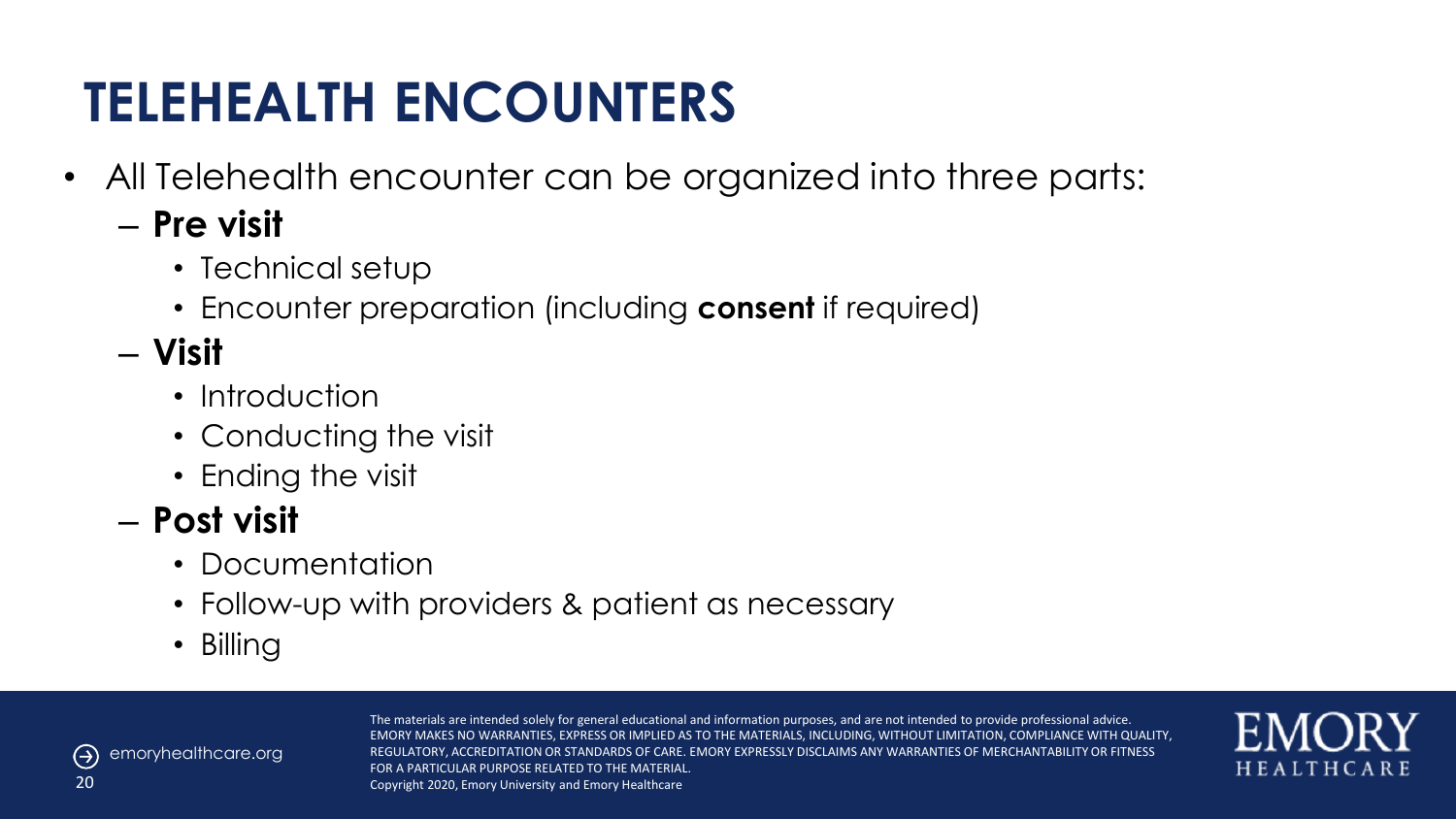# TELEHEALTH ENCOUNTERS

- All Telehealth encounter can be organized into three parts:
  - **Pre visit**
    - Technical setup
    - Encounter preparation (including **consent** if required)
  - **Visit**
    - Introduction
    - Conducting the visit
    - Ending the visit
  - **Post visit**
    - Documentation
    - Follow-up with providers & patient as necessary
    - Billing

The materials are intended solely for general educational and information purposes, and are not intended to provide professional advice. EMORY MAKES NO WARRANTIES, EXPRESS OR IMPLIED AS TO THE MATERIALS, INCLUDING, WITHOUT LIMITATION, COMPLIANCE WITH QUALITY, REGULATORY, ACCREDITATION OR STANDARDS OF CARE. EMORY EXPRESSLY DISCLAIMS ANY WARRANTIES OF MERCHANTABILITY OR FITNESS FOR A PARTICULAR PURPOSE RELATED TO THE MATERIAL.
Copyright 2020, Emory University and Emory Healthcare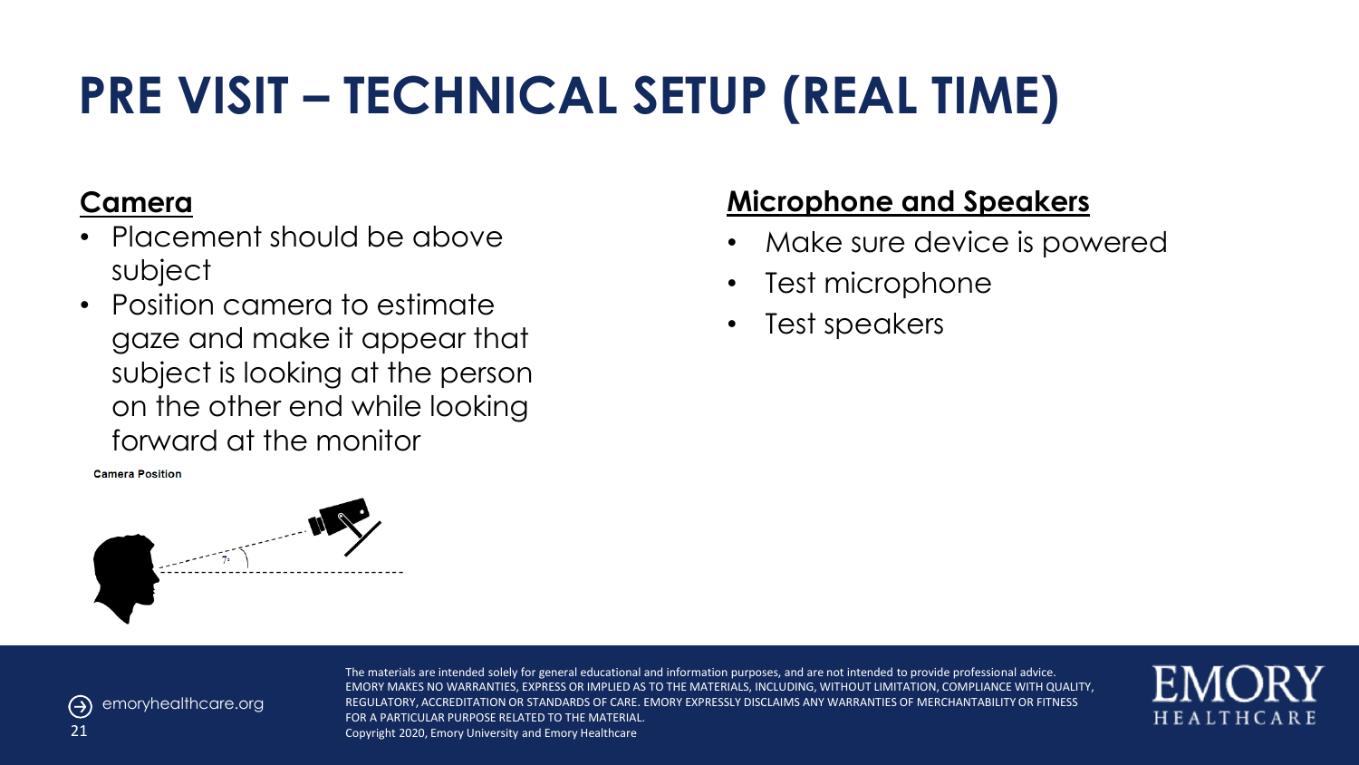# PRE VISIT – TECHNICAL SETUP (REAL TIME)

## Camera

- Placement should be above subject
- Position camera to estimate gaze and make it appear that subject is looking at the person on the other end while looking forward at the monitor

**Camera Position**

7°

## Microphone and Speakers

- Make sure device is powered
- Test microphone
- Test speakers

The materials are intended solely for general educational and information purposes, and are not intended to provide professional advice. EMORY MAKES NO WARRANTIES, EXPRESS OR IMPLIED AS TO THE MATERIALS, INCLUDING, WITHOUT LIMITATION, COMPLIANCE WITH QUALITY, REGULATORY, ACCREDITATION OR STANDARDS OF CARE. EMORY EXPRESSLY DISCLAIMS ANY WARRANTIES OF MERCHANTABILITY OR FITNESS FOR A PARTICULAR PURPOSE RELATED TO THE MATERIAL.
Copyright 2020, Emory University and Emory Healthcare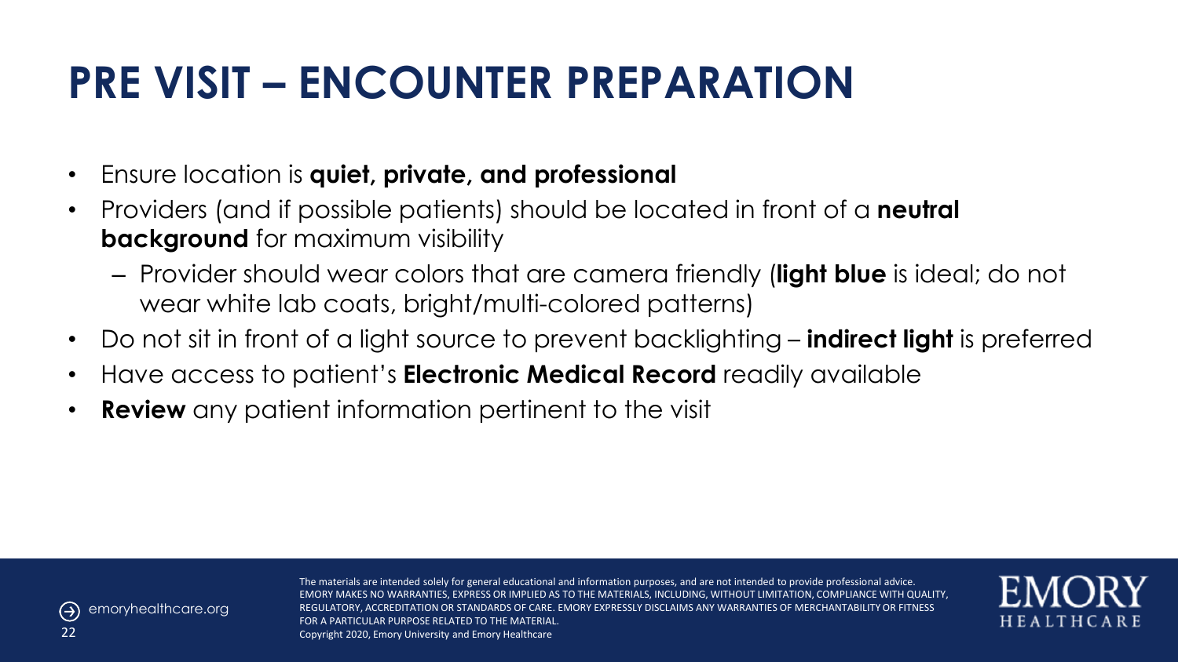# PRE VISIT – ENCOUNTER PREPARATION

- Ensure location is **quiet, private, and professional**
- Providers (and if possible patients) should be located in front of a **neutral background** for maximum visibility
  - Provider should wear colors that are camera friendly (**light blue** is ideal; do not wear white lab coats, bright/multi-colored patterns)
- Do not sit in front of a light source to prevent backlighting – **indirect light** is preferred
- Have access to patient's **Electronic Medical Record** readily available
- **Review** any patient information pertinent to the visit

The materials are intended solely for general educational and information purposes, and are not intended to provide professional advice. EMORY MAKES NO WARRANTIES, EXPRESS OR IMPLIED AS TO THE MATERIALS, INCLUDING, WITHOUT LIMITATION, COMPLIANCE WITH QUALITY, REGULATORY, ACCREDITATION OR STANDARDS OF CARE. EMORY EXPRESSLY DISCLAIMS ANY WARRANTIES OF MERCHANTABILITY OR FITNESS FOR A PARTICULAR PURPOSE RELATED TO THE MATERIAL.
Copyright 2020, Emory University and Emory Healthcare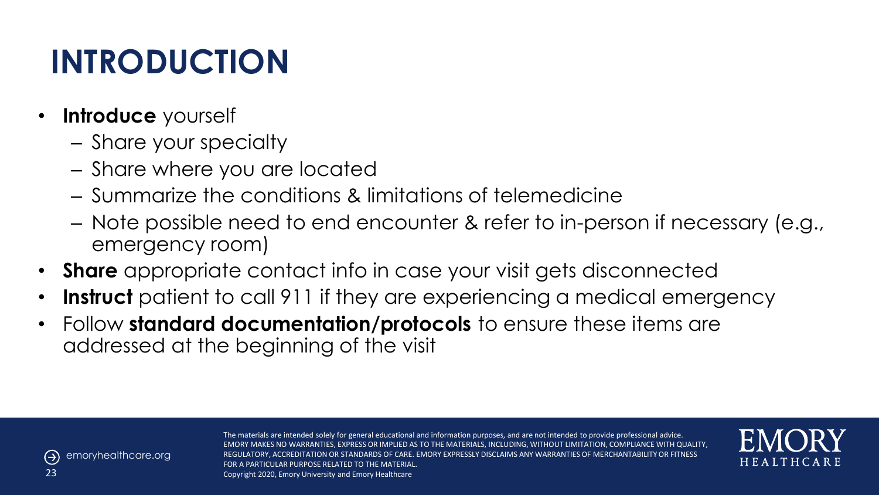# INTRODUCTION

- **Introduce** yourself
  - Share your specialty
  - Share where you are located
  - Summarize the conditions & limitations of telemedicine
  - Note possible need to end encounter & refer to in-person if necessary (e.g., emergency room)
- **Share** appropriate contact info in case your visit gets disconnected
- **Instruct** patient to call 911 if they are experiencing a medical emergency
- Follow **standard documentation/protocols** to ensure these items are addressed at the beginning of the visit

The materials are intended solely for general educational and information purposes, and are not intended to provide professional advice. EMORY MAKES NO WARRANTIES, EXPRESS OR IMPLIED AS TO THE MATERIALS, INCLUDING, WITHOUT LIMITATION, COMPLIANCE WITH QUALITY, REGULATORY, ACCREDITATION OR STANDARDS OF CARE. EMORY EXPRESSLY DISCLAIMS ANY WARRANTIES OF MERCHANTABILITY OR FITNESS FOR A PARTICULAR PURPOSE RELATED TO THE MATERIAL.
Copyright 2020, Emory University and Emory Healthcare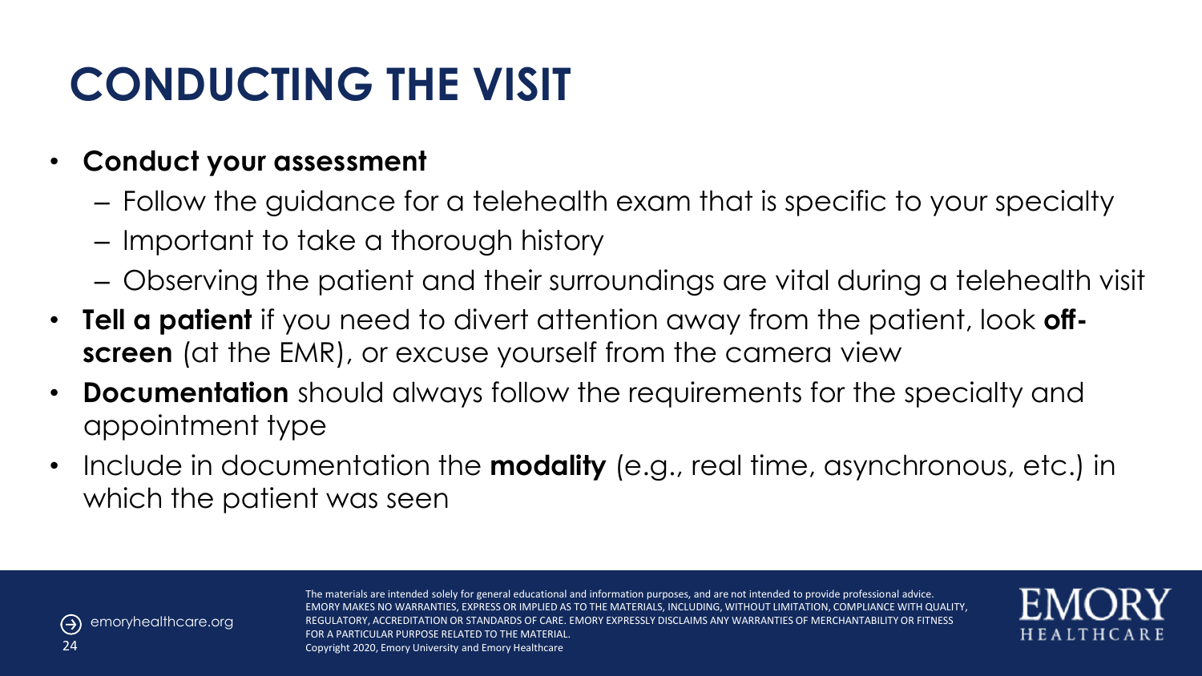# CONDUCTING THE VISIT

- **Conduct your assessment**
  - Follow the guidance for a telehealth exam that is specific to your specialty
  - Important to take a thorough history
  - Observing the patient and their surroundings are vital during a telehealth visit
- **Tell a patient** if you need to divert attention away from the patient, look **off-screen** (at the EMR), or excuse yourself from the camera view
- **Documentation** should always follow the requirements for the specialty and appointment type
- Include in documentation the **modality** (e.g., real time, asynchronous, etc.) in which the patient was seen

The materials are intended solely for general educational and information purposes, and are not intended to provide professional advice. EMORY MAKES NO WARRANTIES, EXPRESS OR IMPLIED AS TO THE MATERIALS, INCLUDING, WITHOUT LIMITATION, COMPLIANCE WITH QUALITY, REGULATORY, ACCREDITATION OR STANDARDS OF CARE. EMORY EXPRESSLY DISCLAIMS ANY WARRANTIES OF MERCHANTABILITY OR FITNESS FOR A PARTICULAR PURPOSE RELATED TO THE MATERIAL.
Copyright 2020, Emory University and Emory Healthcare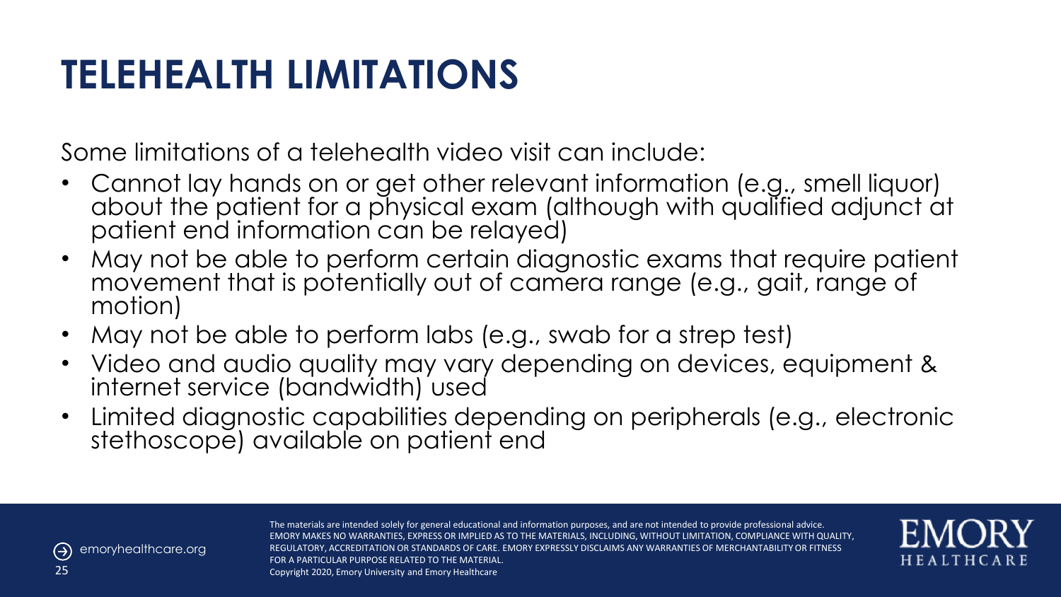# TELEHEALTH LIMITATIONS

Some limitations of a telehealth video visit can include:

- Cannot lay hands on or get other relevant information (e.g., smell liquor) about the patient for a physical exam (although with qualified adjunct at patient end information can be relayed)
- May not be able to perform certain diagnostic exams that require patient movement that is potentially out of camera range (e.g., gait, range of motion)
- May not be able to perform labs (e.g., swab for a strep test)
- Video and audio quality may vary depending on devices, equipment & internet service (bandwidth) used
- Limited diagnostic capabilities depending on peripherals (e.g., electronic stethoscope) available on patient end

emoryhealthcare.org

The materials are intended solely for general educational and information purposes, and are not intended to provide professional advice. EMORY MAKES NO WARRANTIES, EXPRESS OR IMPLIED AS TO THE MATERIALS, INCLUDING, WITHOUT LIMITATION, COMPLIANCE WITH QUALITY, REGULATORY, ACCREDITATION OR STANDARDS OF CARE. EMORY EXPRESSLY DISCLAIMS ANY WARRANTIES OF MERCHANTABILITY OR FITNESS FOR A PARTICULAR PURPOSE RELATED TO THE MATERIAL.
Copyright 2020, Emory University and Emory Healthcare

EMORY HEALTHCARE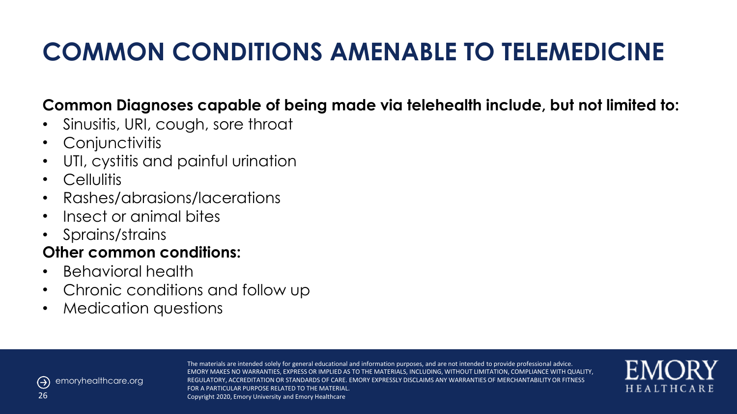# COMMON CONDITIONS AMENABLE TO TELEMEDICINE

**Common Diagnoses capable of being made via telehealth include, but not limited to:**

- Sinusitis, URI, cough, sore throat
- Conjunctivitis
- UTI, cystitis and painful urination
- Cellulitis
- Rashes/abrasions/lacerations
- Insect or animal bites
- Sprains/strains

**Other common conditions:**

- Behavioral health
- Chronic conditions and follow up
- Medication questions

emoryhealthcare.org

The materials are intended solely for general educational and information purposes, and are not intended to provide professional advice. EMORY MAKES NO WARRANTIES, EXPRESS OR IMPLIED AS TO THE MATERIALS, INCLUDING, WITHOUT LIMITATION, COMPLIANCE WITH QUALITY, REGULATORY, ACCREDITATION OR STANDARDS OF CARE. EMORY EXPRESSLY DISCLAIMS ANY WARRANTIES OF MERCHANTABILITY OR FITNESS FOR A PARTICULAR PURPOSE RELATED TO THE MATERIAL.
Copyright 2020, Emory University and Emory Healthcare

EMORY HEALTHCARE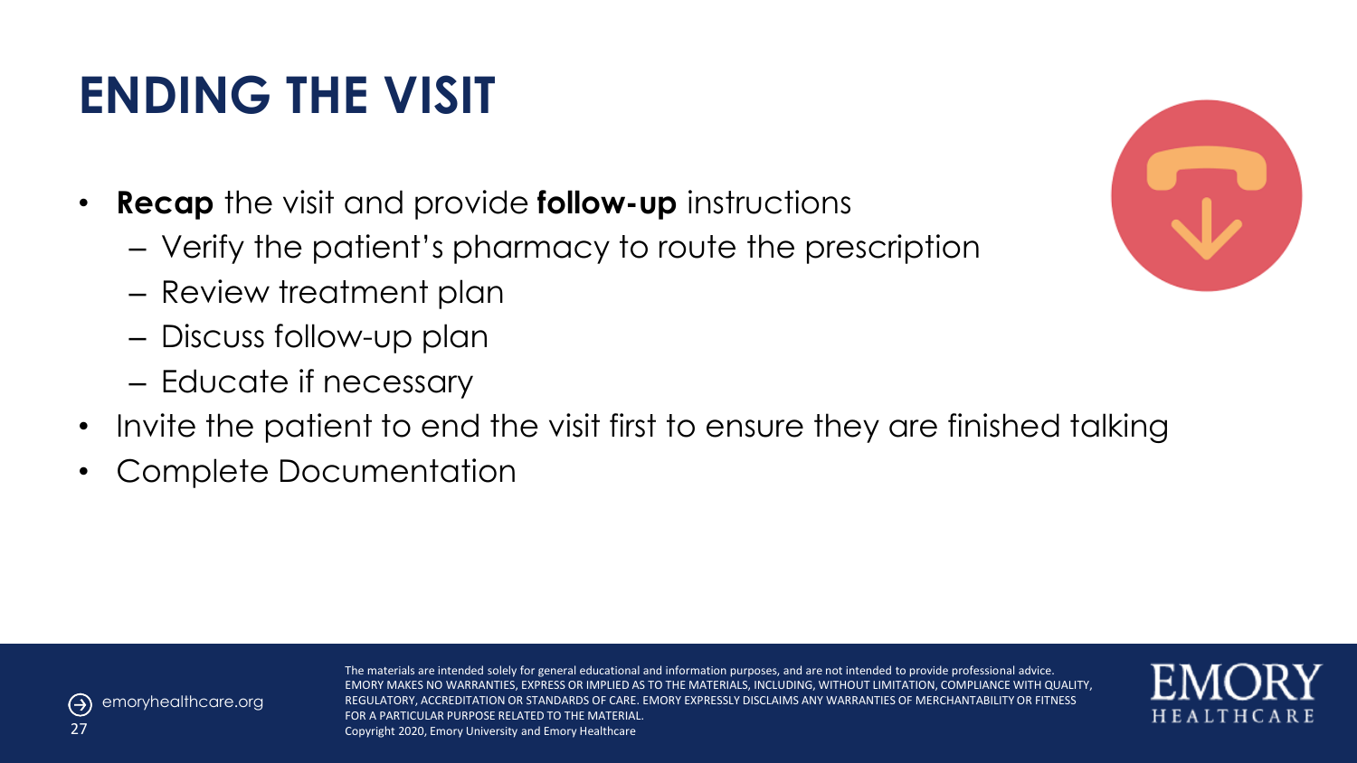# ENDING THE VISIT

- **Recap** the visit and provide **follow-up** instructions
  - Verify the patient's pharmacy to route the prescription
  - Review treatment plan
  - Discuss follow-up plan
  - Educate if necessary
- Invite the patient to end the visit first to ensure they are finished talking
- Complete Documentation

The materials are intended solely for general educational and information purposes, and are not intended to provide professional advice. EMORY MAKES NO WARRANTIES, EXPRESS OR IMPLIED AS TO THE MATERIALS, INCLUDING, WITHOUT LIMITATION, COMPLIANCE WITH QUALITY, REGULATORY, ACCREDITATION OR STANDARDS OF CARE. EMORY EXPRESSLY DISCLAIMS ANY WARRANTIES OF MERCHANTABILITY OR FITNESS FOR A PARTICULAR PURPOSE RELATED TO THE MATERIAL.
Copyright 2020, Emory University and Emory Healthcare